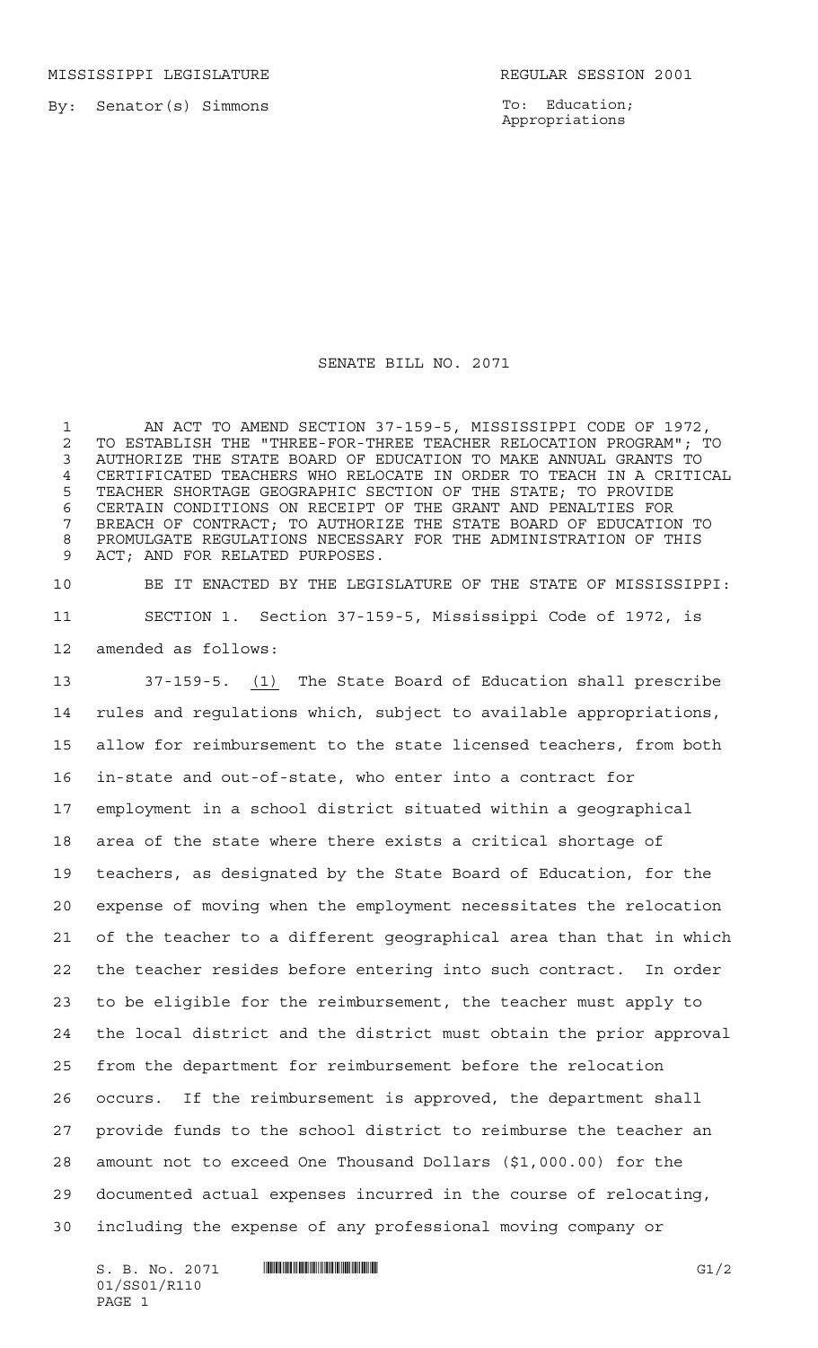MISSISSIPPI LEGISLATURE REGULAR SESSION 2001

By: Senator(s) Simmons

To: Education; Appropriations

# SENATE BILL NO. 2071

AN ACT TO AMEND SECTION 37-159-5, MISSISSIPPI CODE OF 1972, TO ESTABLISH THE "THREE-FOR-THREE TEACHER RELOCATION PROGRAM"; TO AUTHORIZE THE STATE BOARD OF EDUCATION TO MAKE ANNUAL GRANTS TO CERTIFICATED TEACHERS WHO RELOCATE IN ORDER TO TEACH IN A CRITICAL TEACHER SHORTAGE GEOGRAPHIC SECTION OF THE STATE; TO PROVIDE CERTAIN CONDITIONS ON RECEIPT OF THE GRANT AND PENALTIES FOR BREACH OF CONTRACT; TO AUTHORIZE THE STATE BOARD OF EDUCATION TO PROMULGATE REGULATIONS NECESSARY FOR THE ADMINISTRATION OF THIS ACT; AND FOR RELATED PURPOSES.

BE IT ENACTED BY THE LEGISLATURE OF THE STATE OF MISSISSIPPI:

SECTION 1. Section 37-159-5, Mississippi Code of 1972, is amended as follows:

37-159-5. (1) The State Board of Education shall prescribe rules and regulations which, subject to available appropriations, allow for reimbursement to the state licensed teachers, from both in-state and out-of-state, who enter into a contract for employment in a school district situated within a geographical area of the state where there exists a critical shortage of teachers, as designated by the State Board of Education, for the expense of moving when the employment necessitates the relocation of the teacher to a different geographical area than that in which the teacher resides before entering into such contract. In order to be eligible for the reimbursement, the teacher must apply to the local district and the district must obtain the prior approval from the department for reimbursement before the relocation occurs. If the reimbursement is approved, the department shall provide funds to the school district to reimburse the teacher an amount not to exceed One Thousand Dollars ($1,000.00) for the documented actual expenses incurred in the course of relocating, including the expense of any professional moving company or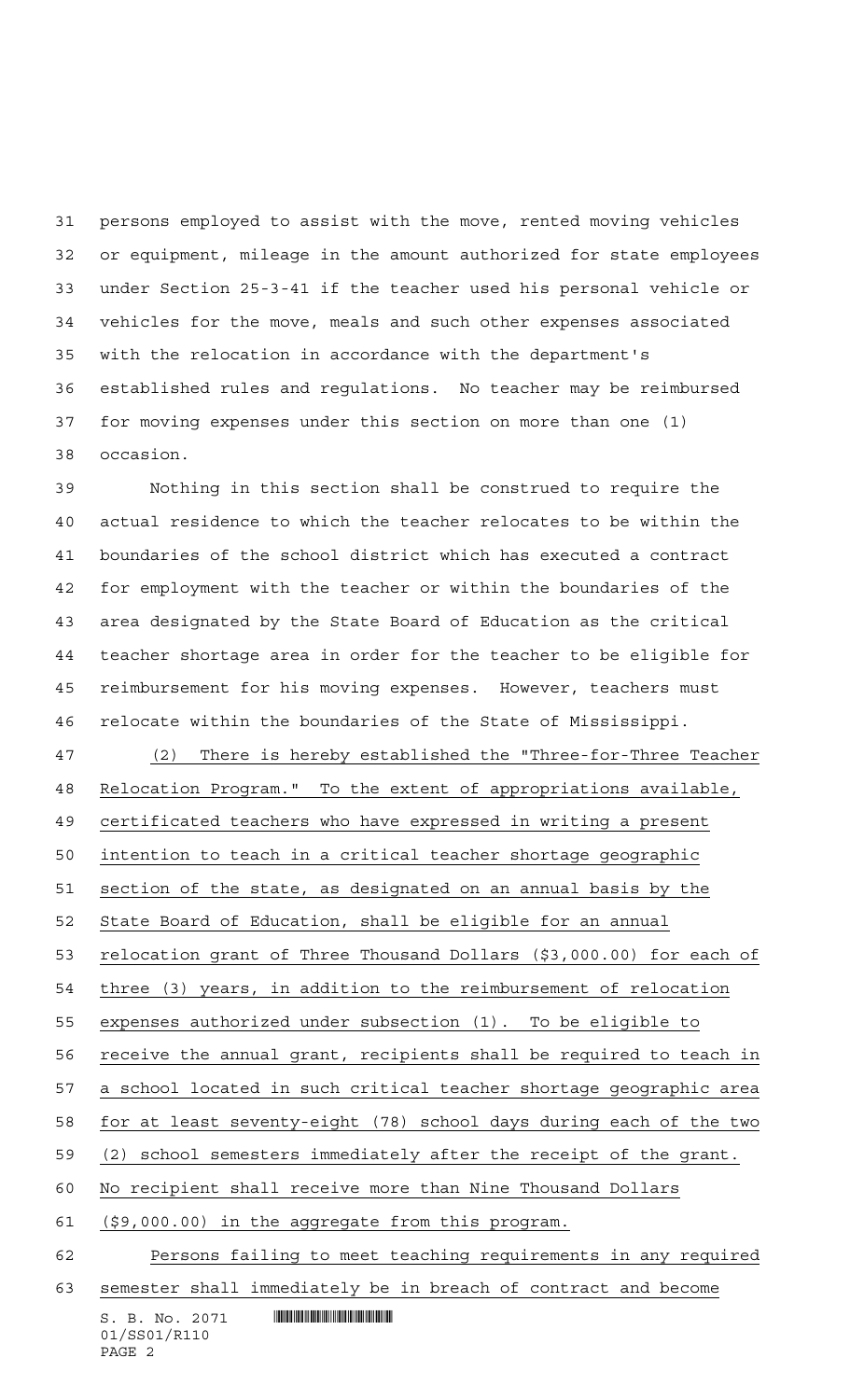persons employed to assist with the move, rented moving vehicles or equipment, mileage in the amount authorized for state employees under Section 25-3-41 if the teacher used his personal vehicle or vehicles for the move, meals and such other expenses associated with the relocation in accordance with the department's established rules and regulations. No teacher may be reimbursed for moving expenses under this section on more than one (1) occasion.

Nothing in this section shall be construed to require the actual residence to which the teacher relocates to be within the boundaries of the school district which has executed a contract for employment with the teacher or within the boundaries of the area designated by the State Board of Education as the critical teacher shortage area in order for the teacher to be eligible for reimbursement for his moving expenses. However, teachers must relocate within the boundaries of the State of Mississippi.

(2) There is hereby established the "Three-for-Three Teacher Relocation Program." To the extent of appropriations available, certificated teachers who have expressed in writing a present intention to teach in a critical teacher shortage geographic section of the state, as designated on an annual basis by the State Board of Education, shall be eligible for an annual relocation grant of Three Thousand Dollars ($3,000.00) for each of three (3) years, in addition to the reimbursement of relocation expenses authorized under subsection (1). To be eligible to receive the annual grant, recipients shall be required to teach in a school located in such critical teacher shortage geographic area for at least seventy-eight (78) school days during each of the two (2) school semesters immediately after the receipt of the grant. No recipient shall receive more than Nine Thousand Dollars ($9,000.00) in the aggregate from this program.

Persons failing to meet teaching requirements in any required semester shall immediately be in breach of contract and become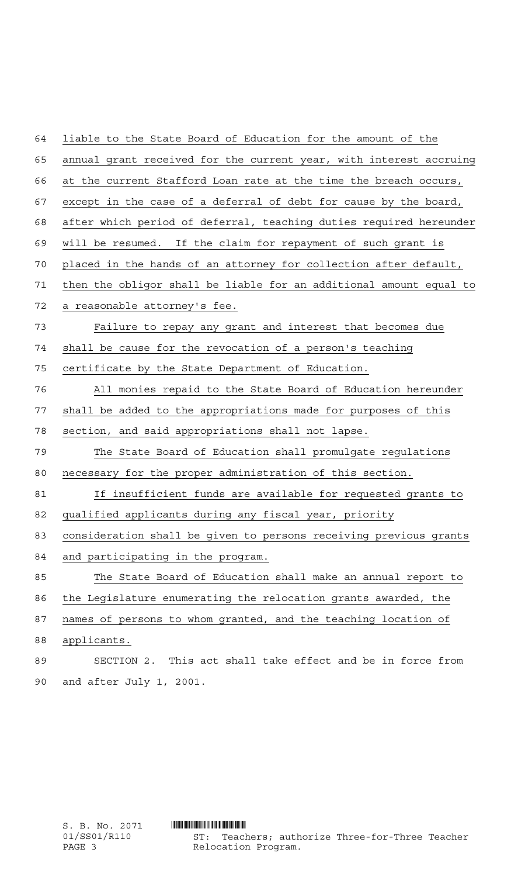liable to the State Board of Education for the amount of the annual grant received for the current year, with interest accruing at the current Stafford Loan rate at the time the breach occurs, except in the case of a deferral of debt for cause by the board, after which period of deferral, teaching duties required hereunder will be resumed. If the claim for repayment of such grant is placed in the hands of an attorney for collection after default, then the obligor shall be liable for an additional amount equal to a reasonable attorney's fee.

Failure to repay any grant and interest that becomes due shall be cause for the revocation of a person's teaching certificate by the State Department of Education.

All monies repaid to the State Board of Education hereunder shall be added to the appropriations made for purposes of this section, and said appropriations shall not lapse.

The State Board of Education shall promulgate regulations necessary for the proper administration of this section.

If insufficient funds are available for requested grants to qualified applicants during any fiscal year, priority consideration shall be given to persons receiving previous grants and participating in the program.

The State Board of Education shall make an annual report to the Legislature enumerating the relocation grants awarded, the names of persons to whom granted, and the teaching location of applicants.

SECTION 2. This act shall take effect and be in force from and after July 1, 2001.